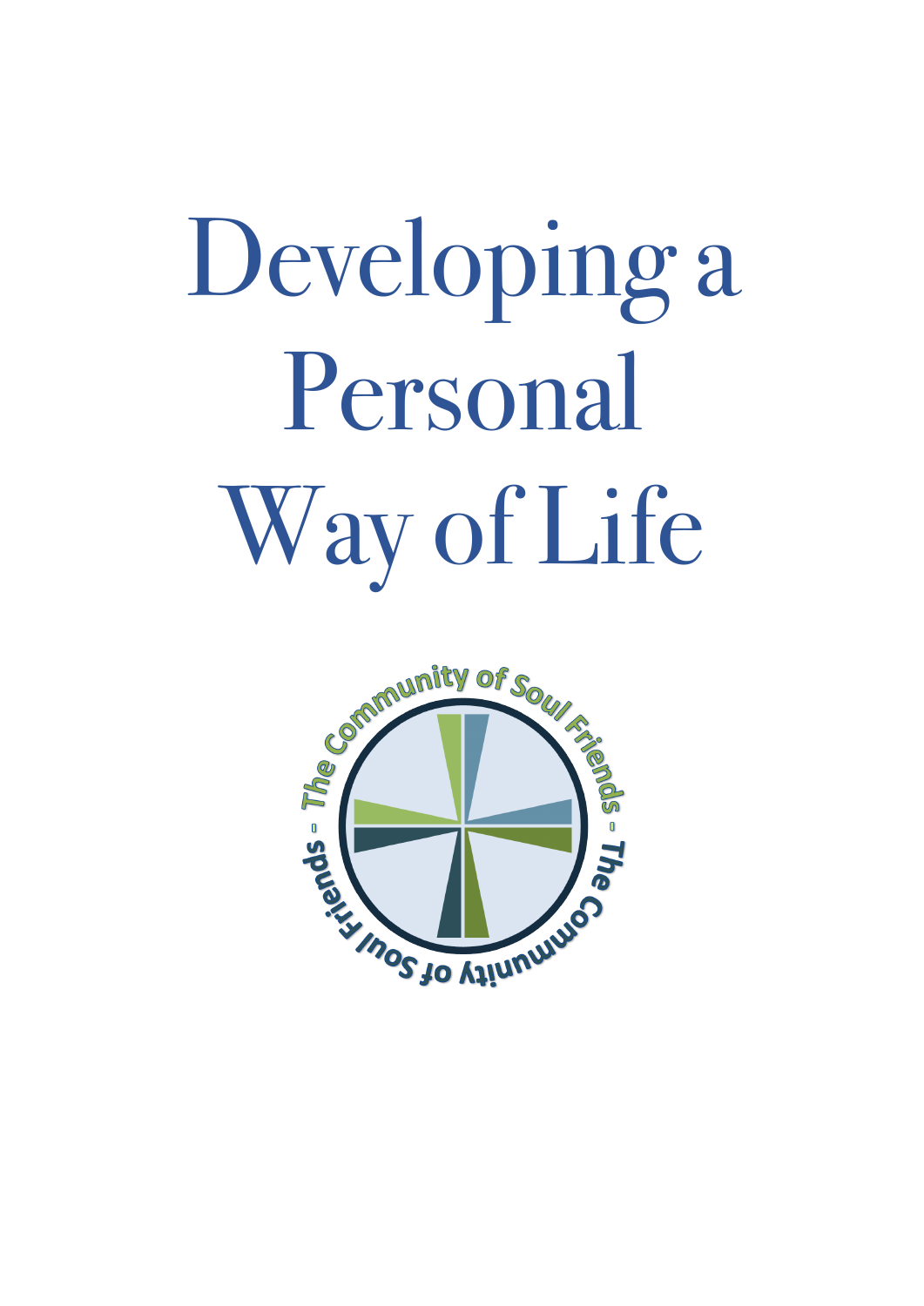# Developing a Personal Way of Life

The Community of Soul Friends - The Community of Soul Friends -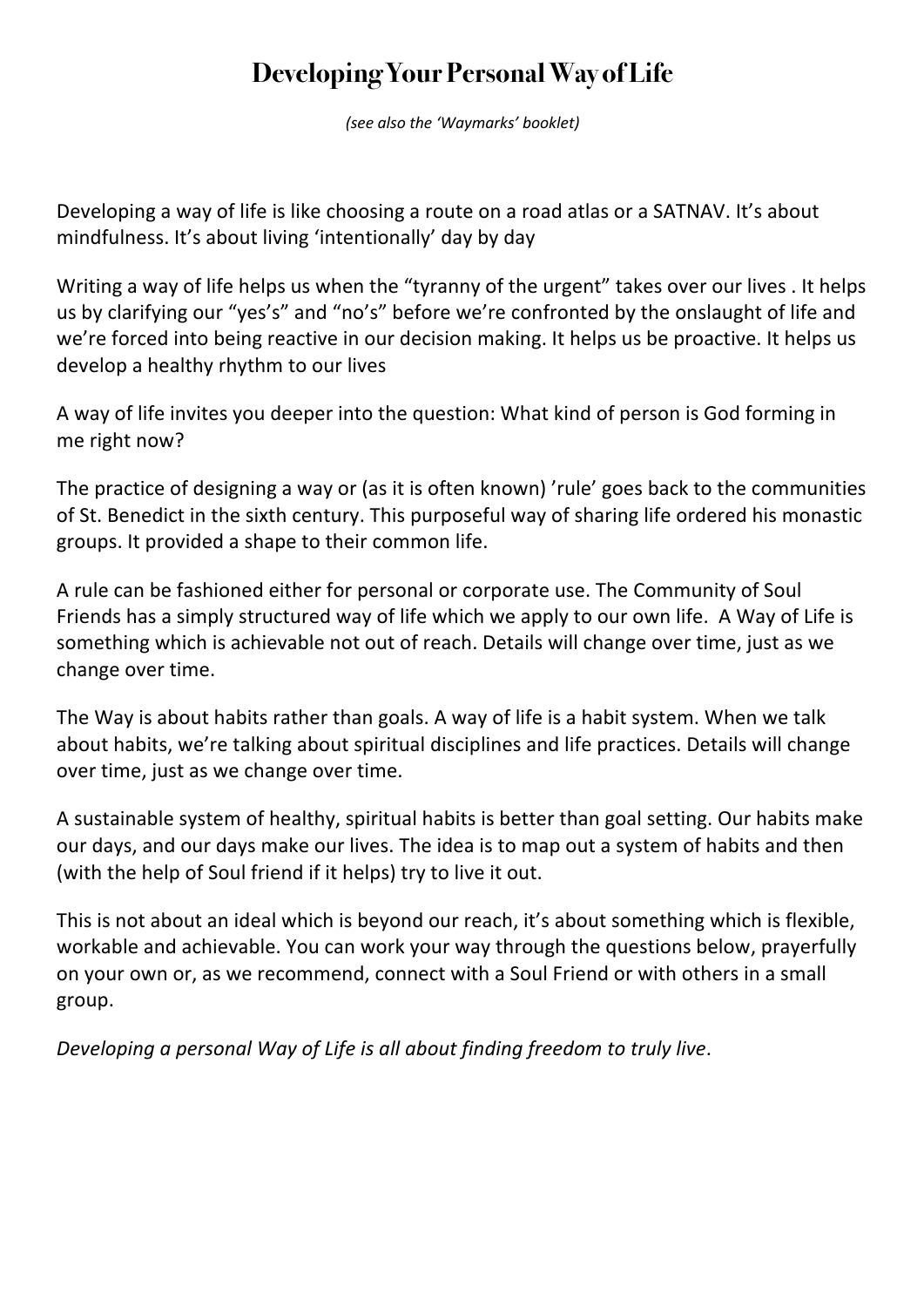# Developing Your Personal Way of Life

*(see also the 'Waymarks' booklet)*

Developing a way of life is like choosing a route on a road atlas or a SATNAV. It's about mindfulness. It's about living 'intentionally' day by day

Writing a way of life helps us when the "tyranny of the urgent" takes over our lives . It helps us by clarifying our "yes's" and "no's" before we're confronted by the onslaught of life and we're forced into being reactive in our decision making. It helps us be proactive. It helps us develop a healthy rhythm to our lives

A way of life invites you deeper into the question: What kind of person is God forming in me right now?

The practice of designing a way or (as it is often known) 'rule' goes back to the communities of St. Benedict in the sixth century. This purposeful way of sharing life ordered his monastic groups. It provided a shape to their common life.

A rule can be fashioned either for personal or corporate use. The Community of Soul Friends has a simply structured way of life which we apply to our own life. A Way of Life is something which is achievable not out of reach. Details will change over time, just as we change over time.

The Way is about habits rather than goals. A way of life is a habit system. When we talk about habits, we're talking about spiritual disciplines and life practices. Details will change over time, just as we change over time.

A sustainable system of healthy, spiritual habits is better than goal setting. Our habits make our days, and our days make our lives. The idea is to map out a system of habits and then (with the help of Soul friend if it helps) try to live it out.

This is not about an ideal which is beyond our reach, it's about something which is flexible, workable and achievable. You can work your way through the questions below, prayerfully on your own or, as we recommend, connect with a Soul Friend or with others in a small group.

*Developing a personal Way of Life is all about finding freedom to truly live*.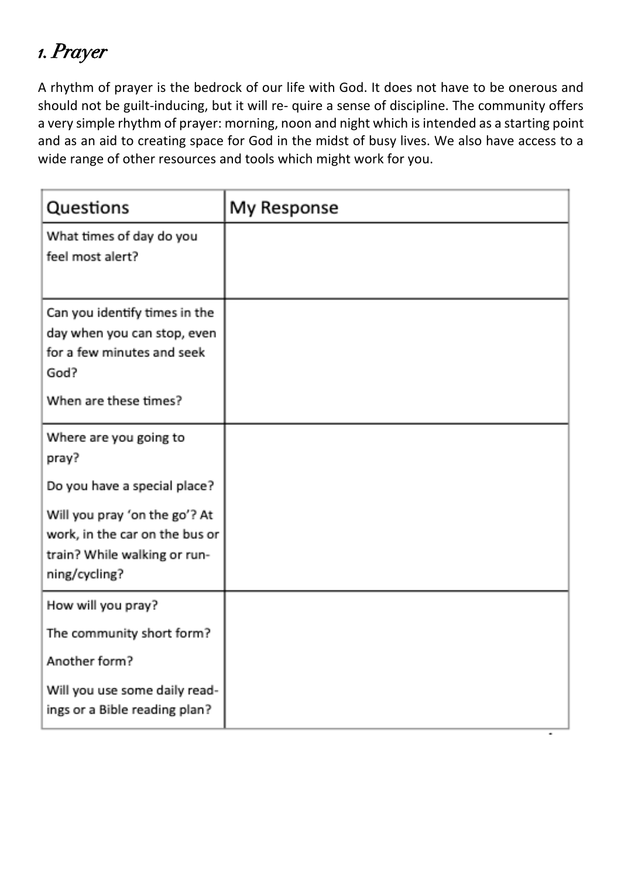# 1. Prayer

A rhythm of prayer is the bedrock of our life with God. It does not have to be onerous and should not be guilt-inducing, but it will re- quire a sense of discipline. The community offers a very simple rhythm of prayer: morning, noon and night which is intended as a starting point and as an aid to creating space for God in the midst of busy lives. We also have access to a wide range of other resources and tools which might work for you.

| Questions | My Response |
| --- | --- |
| What times of day do you feel most alert? | |
| Can you identify times in the day when you can stop, even for a few minutes and seek God?<br><br>When are these times? | |
| Where are you going to pray?<br><br>Do you have a special place?<br><br>Will you pray 'on the go'? At work, in the car on the bus or train? While walking or run-ning/cycling? | |
| How will you pray?<br><br>The community short form?<br><br>Another form?<br><br>Will you use some daily read-ings or a Bible reading plan? | |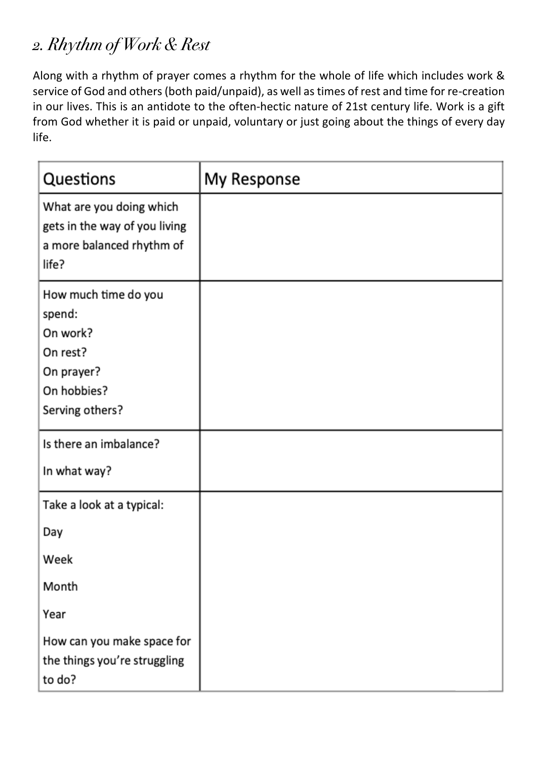## *2. Rhythm of Work & Rest*

Along with a rhythm of prayer comes a rhythm for the whole of life which includes work & service of God and others (both paid/unpaid), as well as times of rest and time for re-creation in our lives. This is an antidote to the often-hectic nature of 21st century life. Work is a gift from God whether it is paid or unpaid, voluntary or just going about the things of every day life.

| Questions | My Response |
| --- | --- |
| What are you doing which gets in the way of you living a more balanced rhythm of life? | |
| How much time do you spend:<br>On work?<br>On rest?<br>On prayer?<br>On hobbies?<br>Serving others? | |
| Is there an imbalance?<br>In what way? | |
| Take a look at a typical:<br>Day<br>Week<br>Month<br>Year<br>How can you make space for the things you're struggling to do? | |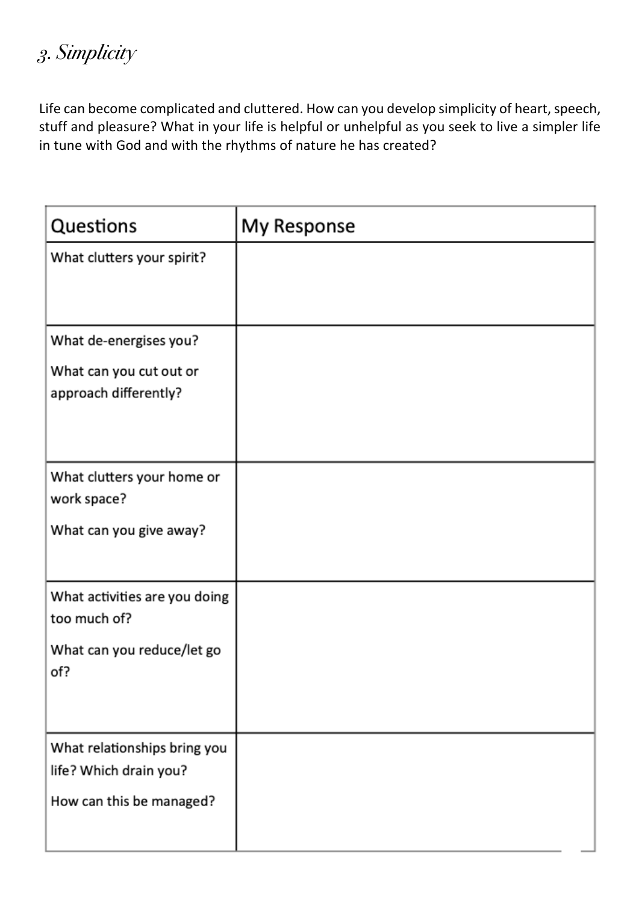## *3. Simplicity*

Life can become complicated and cluttered. How can you develop simplicity of heart, speech, stuff and pleasure? What in your life is helpful or unhelpful as you seek to live a simpler life in tune with God and with the rhythms of nature he has created?

| Questions | My Response |
|---|---|
| What clutters your spirit? | |
| What de-energises you?<br><br>What can you cut out or approach differently? | |
| What clutters your home or work space?<br><br>What can you give away? | |
| What activities are you doing too much of?<br><br>What can you reduce/let go of? | |
| What relationships bring you life? Which drain you?<br><br>How can this be managed? | |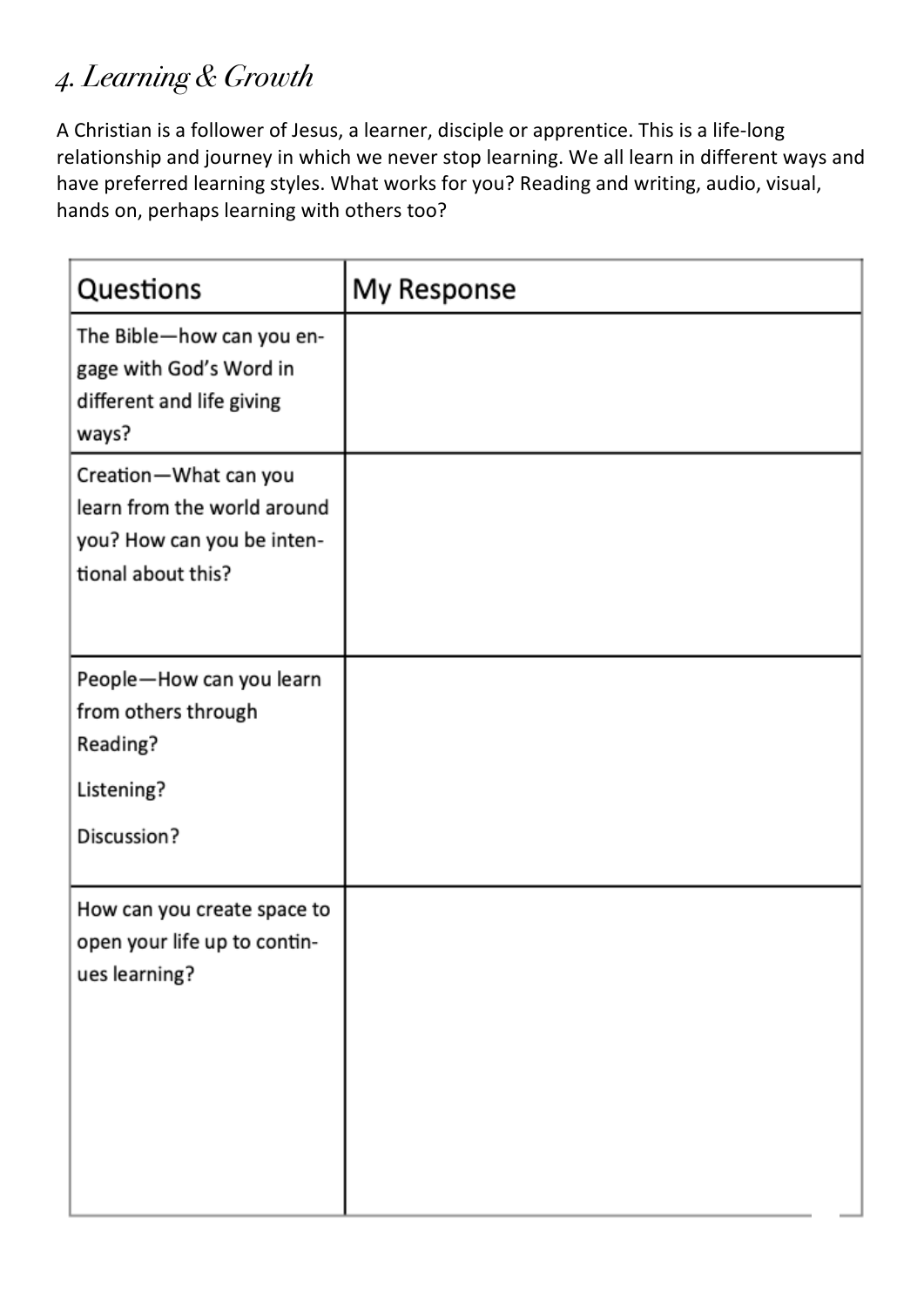# *4. Learning & Growth*

A Christian is a follower of Jesus, a learner, disciple or apprentice. This is a life-long relationship and journey in which we never stop learning. We all learn in different ways and have preferred learning styles. What works for you? Reading and writing, audio, visual, hands on, perhaps learning with others too?

| Questions | My Response |
| --- | --- |
| The Bible—how can you engage with God's Word in different and life giving ways? | |
| Creation—What can you learn from the world around you? How can you be intentional about this? | |
| People—How can you learn from others through Reading? Listening? Discussion? | |
| How can you create space to open your life up to continues learning? | |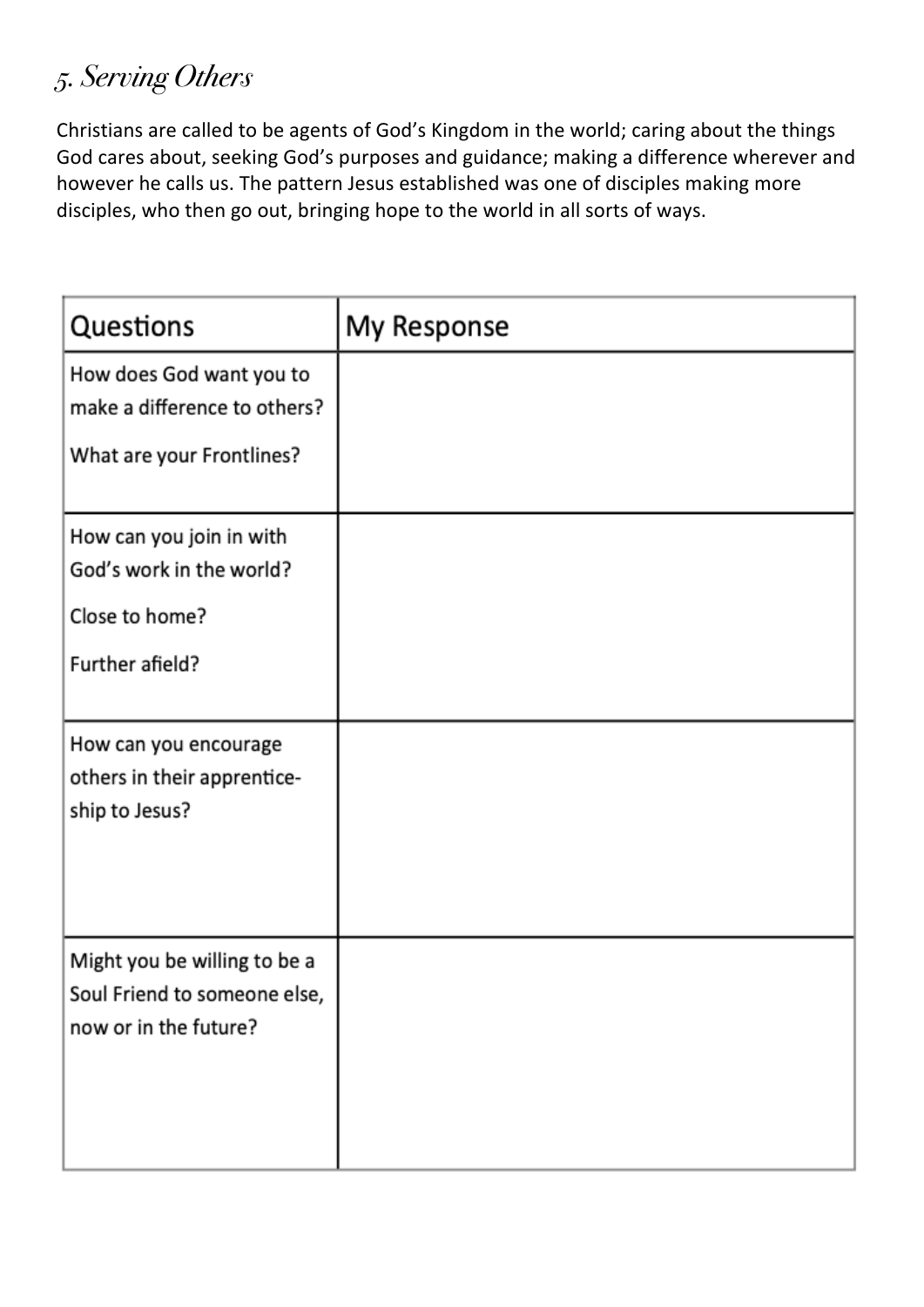## *5. Serving Others*

Christians are called to be agents of God's Kingdom in the world; caring about the things God cares about, seeking God's purposes and guidance; making a difference wherever and however he calls us. The pattern Jesus established was one of disciples making more disciples, who then go out, bringing hope to the world in all sorts of ways.

| Questions | My Response |
|---|---|
| How does God want you to make a difference to others?<br><br>What are your Frontlines? | |
| How can you join in with God's work in the world?<br><br>Close to home?<br><br>Further afield? | |
| How can you encourage others in their apprentice-ship to Jesus? | |
| Might you be willing to be a Soul Friend to someone else, now or in the future? | |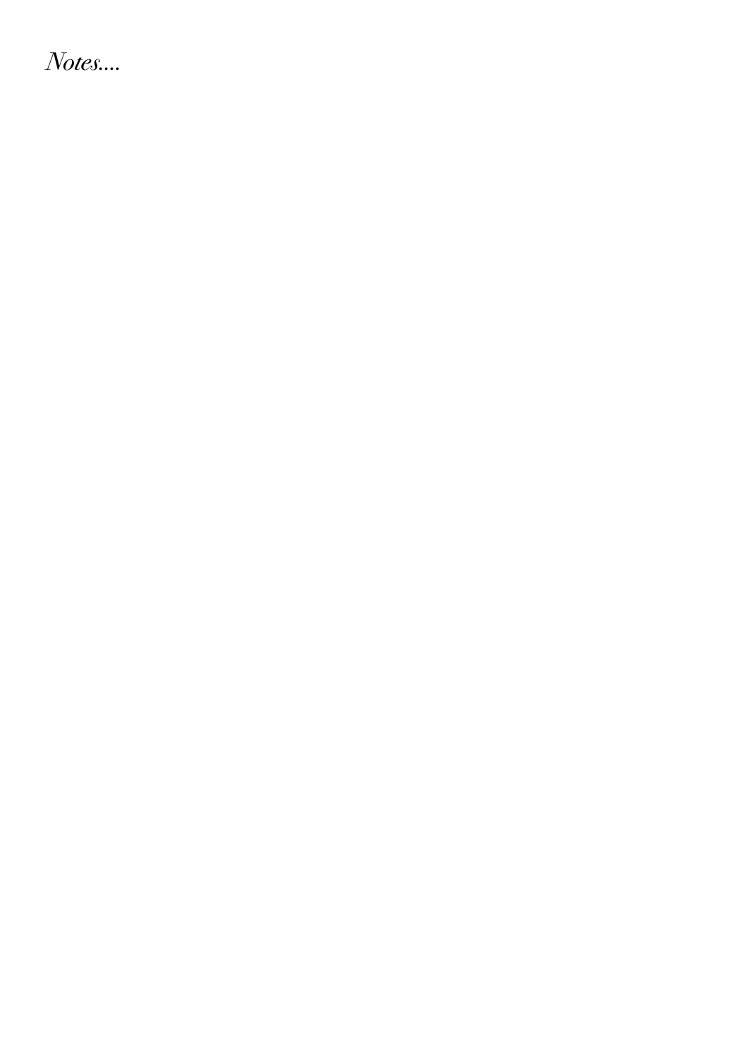*Notes....*